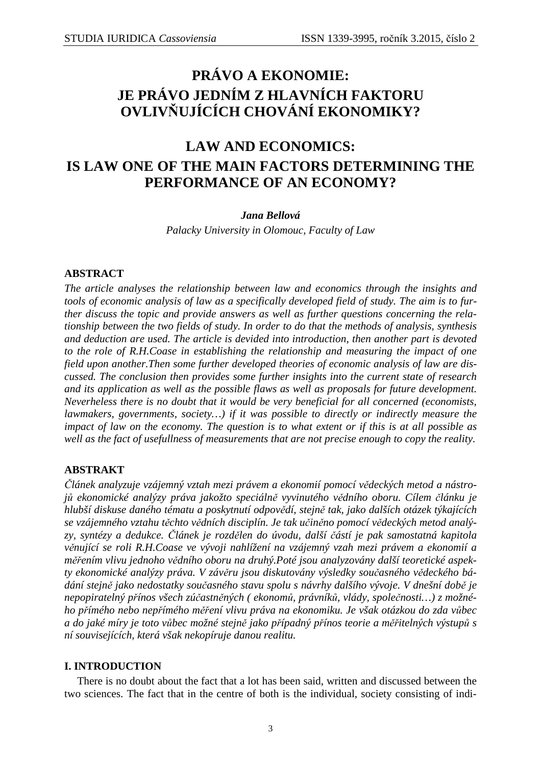# PRÁVO A EKONOMIE: JE PRÁVO JEDNÍM Z HLAVNÍCH FAKTORU OVLIVŇUJÍCÍCH CHOVÁNÍ EKONOMIKY?

# LAW AND ECONOMICS: IS LAW ONE OF THE MAIN FACTORS DETERMINING THE PERFORMANCE OF AN ECONOMY?

***Jana Bellová***

*Palacky University in Olomouc, Faculty of Law*

**ABSTRACT**

*The article analyses the relationship between law and economics through the insights and tools of economic analysis of law as a specifically developed field of study. The aim is to further discuss the topic and provide answers as well as further questions concerning the relationship between the two fields of study. In order to do that the methods of analysis, synthesis and deduction are used. The article is devided into introduction, then another part is devoted to the role of R.H.Coase in establishing the relationship and measuring the impact of one field upon another.Then some further developed theories of economic analysis of law are discussed. The conclusion then provides some further insights into the current state of research and its application as well as the possible flaws as well as proposals for future development. Neverheless there is no doubt that it would be very beneficial for all concerned (economists, lawmakers, governments, society…) if it was possible to directly or indirectly measure the impact of law on the economy. The question is to what extent or if this is at all possible as well as the fact of usefullness of measurements that are not precise enough to copy the reality.*

**ABSTRAKT**

*Článek analyzuje vzájemný vztah mezi právem a ekonomií pomocí vědeckých metod a nástrojů ekonomické analýzy práva jakožto speciálně vyvinutého vědního oboru. Cílem článku je hlubší diskuse daného tématu a poskytnutí odpovědí, stejně tak, jako dalších otázek týkajících se vzájemného vztahu těchto vědních disciplín. Je tak učiněno pomocí vědeckých metod analýzy, syntézy a dedukce. Článek je rozdělen do úvodu, další částí je pak samostatná kapitola věnující se roli R.H.Coase ve vývoji nahlížení na vzájemný vzah mezi právem a ekonomií a měřením vlivu jednoho vědního oboru na druhý.Poté jsou analyzovány další teoretické aspekty ekonomické analýzy práva. V závěru jsou diskutovány výsledky současného vědeckého bádání stejně jako nedostatky současného stavu spolu s návrhy dalšího vývoje. V dnešní době je nepopiratelný přínos všech zúčastněných ( ekonomů, právníků, vlády, společnosti…) z možného přímého nebo nepřímého měření vlivu práva na ekonomiku. Je však otázkou do zda vůbec a do jaké míry je toto vůbec možné stejně jako případný přínos teorie a měřitelných výstupů s ní souvisejících, která však nekopíruje danou realitu.*

**I. INTRODUCTION**

There is no doubt about the fact that a lot has been said, written and discussed between the two sciences. The fact that in the centre of both is the individual, society consisting of indi-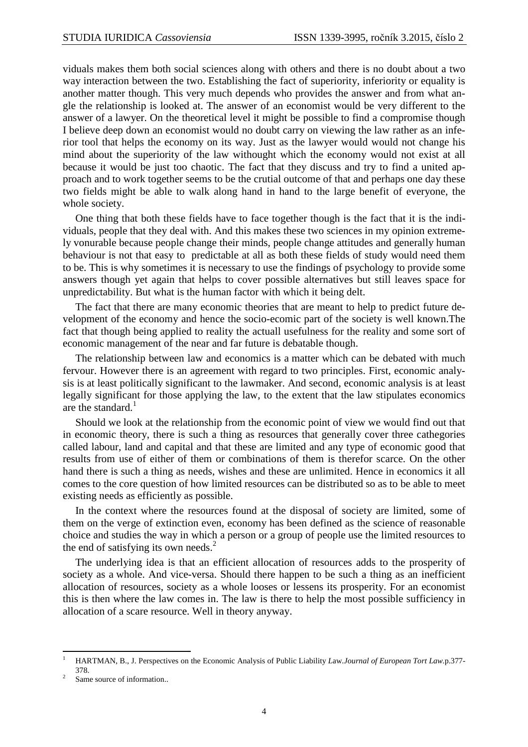viduals makes them both social sciences along with others and there is no doubt about a two way interaction between the two. Establishing the fact of superiority, inferiority or equality is another matter though. This very much depends who provides the answer and from what angle the relationship is looked at. The answer of an economist would be very different to the answer of a lawyer. On the theoretical level it might be possible to find a compromise though I believe deep down an economist would no doubt carry on viewing the law rather as an inferior tool that helps the economy on its way. Just as the lawyer would would not change his mind about the superiority of the law withought which the economy would not exist at all because it would be just too chaotic. The fact that they discuss and try to find a united approach and to work together seems to be the crutial outcome of that and perhaps one day these two fields might be able to walk along hand in hand to the large benefit of everyone, the whole society.

One thing that both these fields have to face together though is the fact that it is the individuals, people that they deal with. And this makes these two sciences in my opinion extremely vonurable because people change their minds, people change attitudes and generally human behaviour is not that easy to predictable at all as both these fields of study would need them to be. This is why sometimes it is necessary to use the findings of psychology to provide some answers though yet again that helps to cover possible alternatives but still leaves space for unpredictability. But what is the human factor with which it being delt.

The fact that there are many economic theories that are meant to help to predict future development of the economy and hence the socio-ecomic part of the society is well known.The fact that though being applied to reality the actuall usefulness for the reality and some sort of economic management of the near and far future is debatable though.

The relationship between law and economics is a matter which can be debated with much fervour. However there is an agreement with regard to two principles. First, economic analysis is at least politically significant to the lawmaker. And second, economic analysis is at least legally significant for those applying the law, to the extent that the law stipulates economics are the standard.[1]

Should we look at the relationship from the economic point of view we would find out that in economic theory, there is such a thing as resources that generally cover three cathegories called labour, land and capital and that these are limited and any type of economic good that results from use of either of them or combinations of them is therefor scarce. On the other hand there is such a thing as needs, wishes and these are unlimited. Hence in economics it all comes to the core question of how limited resources can be distributed so as to be able to meet existing needs as efficiently as possible.

In the context where the resources found at the disposal of society are limited, some of them on the verge of extinction even, economy has been defined as the science of reasonable choice and studies the way in which a person or a group of people use the limited resources to the end of satisfying its own needs.[2]

The underlying idea is that an efficient allocation of resources adds to the prosperity of society as a whole. And vice-versa. Should there happen to be such a thing as an inefficient allocation of resources, society as a whole looses or lessens its prosperity. For an economist this is then where the law comes in. The law is there to help the most possible sufficiency in allocation of a scare resource. Well in theory anyway.

---

[1] HARTMAN, B., J. Perspectives on the Economic Analysis of Public Liability Law.*Journal of European Tort Law*.p.377-378.

[2] Same source of information..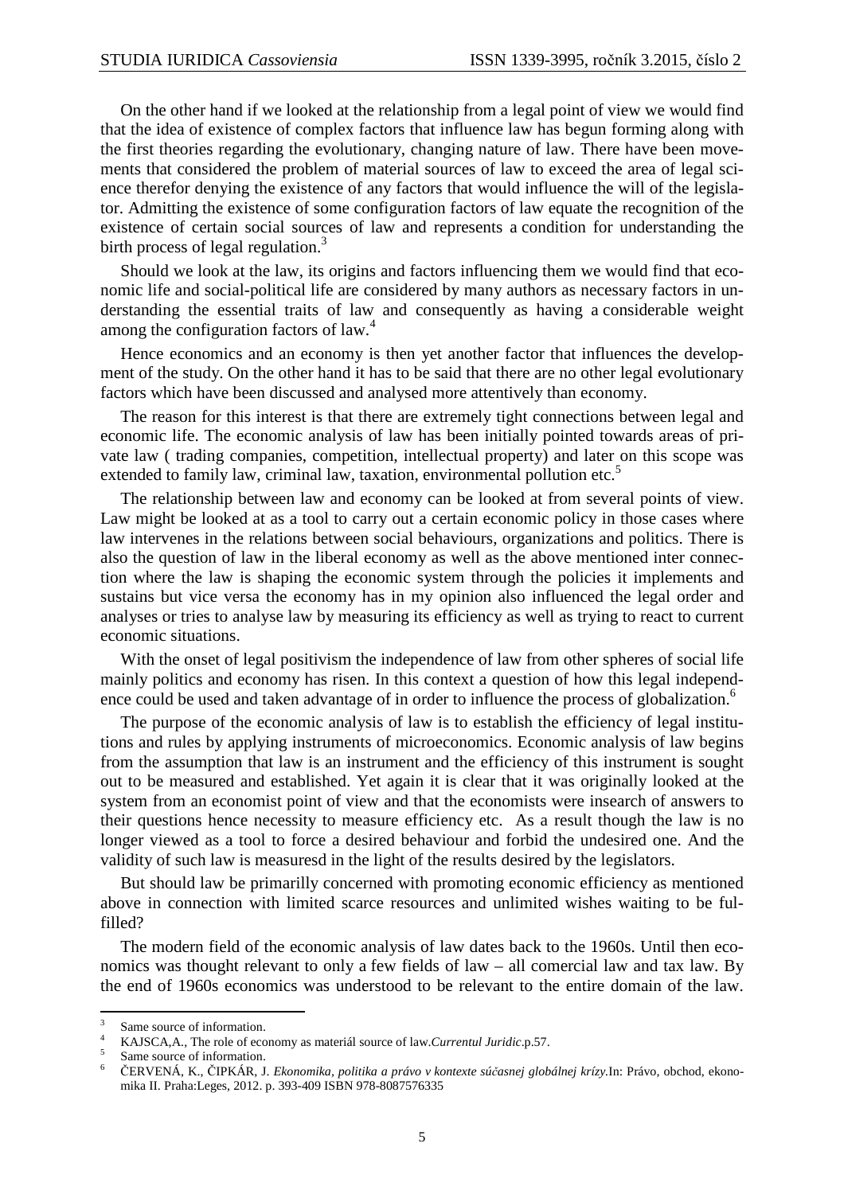On the other hand if we looked at the relationship from a legal point of view we would find that the idea of existence of complex factors that influence law has begun forming along with the first theories regarding the evolutionary, changing nature of law. There have been movements that considered the problem of material sources of law to exceed the area of legal science therefor denying the existence of any factors that would influence the will of the legislator. Admitting the existence of some configuration factors of law equate the recognition of the existence of certain social sources of law and represents a condition for understanding the birth process of legal regulation.[3]

Should we look at the law, its origins and factors influencing them we would find that economic life and social-political life are considered by many authors as necessary factors in understanding the essential traits of law and consequently as having a considerable weight among the configuration factors of law.[4]

Hence economics and an economy is then yet another factor that influences the development of the study. On the other hand it has to be said that there are no other legal evolutionary factors which have been discussed and analysed more attentively than economy.

The reason for this interest is that there are extremely tight connections between legal and economic life. The economic analysis of law has been initially pointed towards areas of private law ( trading companies, competition, intellectual property) and later on this scope was extended to family law, criminal law, taxation, environmental pollution etc.[5]

The relationship between law and economy can be looked at from several points of view. Law might be looked at as a tool to carry out a certain economic policy in those cases where law intervenes in the relations between social behaviours, organizations and politics. There is also the question of law in the liberal economy as well as the above mentioned inter connection where the law is shaping the economic system through the policies it implements and sustains but vice versa the economy has in my opinion also influenced the legal order and analyses or tries to analyse law by measuring its efficiency as well as trying to react to current economic situations.

With the onset of legal positivism the independence of law from other spheres of social life mainly politics and economy has risen. In this context a question of how this legal independence could be used and taken advantage of in order to influence the process of globalization.[6]

The purpose of the economic analysis of law is to establish the efficiency of legal institutions and rules by applying instruments of microeconomics. Economic analysis of law begins from the assumption that law is an instrument and the efficiency of this instrument is sought out to be measured and established. Yet again it is clear that it was originally looked at the system from an economist point of view and that the economists were insearch of answers to their questions hence necessity to measure efficiency etc.  As a result though the law is no longer viewed as a tool to force a desired behaviour and forbid the undesired one. And the validity of such law is measuresd in the light of the results desired by the legislators.

But should law be primarilly concerned with promoting economic efficiency as mentioned above in connection with limited scarce resources and unlimited wishes waiting to be fulfilled?

The modern field of the economic analysis of law dates back to the 1960s. Until then economics was thought relevant to only a few fields of law – all comercial law and tax law. By the end of 1960s economics was understood to be relevant to the entire domain of the law.

---

[3] Same source of information.

[4] KAJSCA,A., The role of economy as materiál source of law.*Currentul Juridic*.p.57.

[5] Same source of information.

[6] ČERVENÁ, K., ČIPKÁR, J. *Ekonomika, politika a právo v kontexte súčasnej globálnej krízy*.In: Právo, obchod, ekonomika II. Praha:Leges, 2012. p. 393-409 ISBN 978-8087576335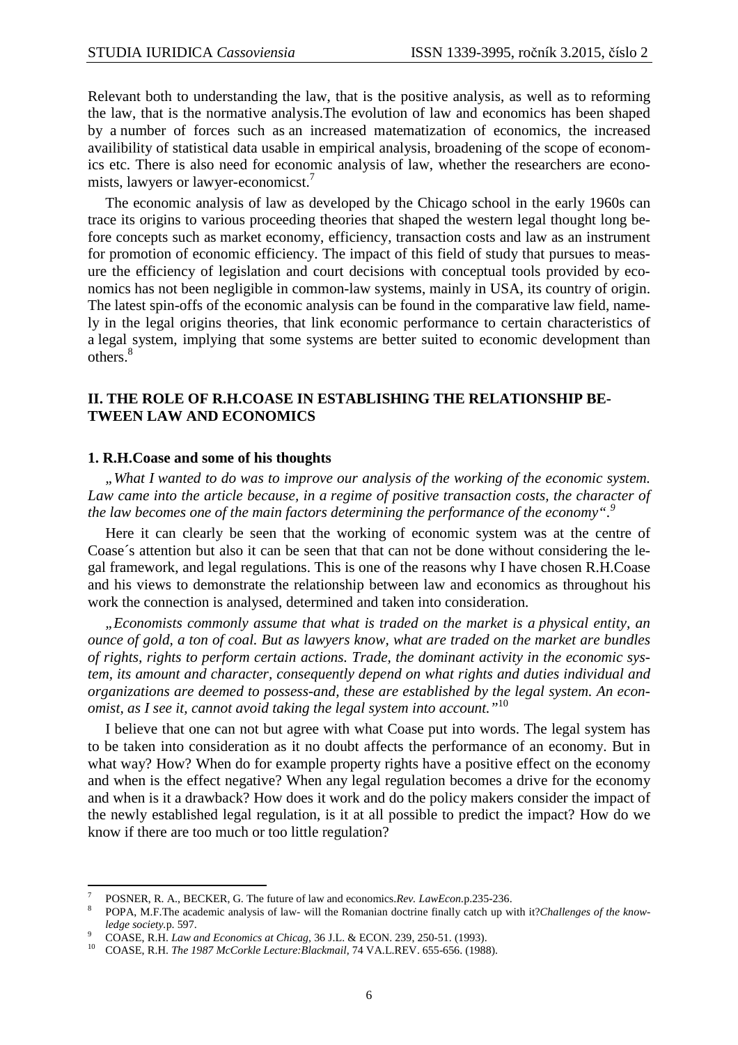Relevant both to understanding the law, that is the positive analysis, as well as to reforming the law, that is the normative analysis.The evolution of law and economics has been shaped by a number of forces such as an increased matematization of economics, the increased availibility of statistical data usable in empirical analysis, broadening of the scope of economics etc. There is also need for economic analysis of law, whether the researchers are economists, lawyers or lawyer-economicst.[7]

The economic analysis of law as developed by the Chicago school in the early 1960s can trace its origins to various proceeding theories that shaped the western legal thought long before concepts such as market economy, efficiency, transaction costs and law as an instrument for promotion of economic efficiency. The impact of this field of study that pursues to measure the efficiency of legislation and court decisions with conceptual tools provided by economics has not been negligible in common-law systems, mainly in USA, its country of origin. The latest spin-offs of the economic analysis can be found in the comparative law field, namely in the legal origins theories, that link economic performance to certain characteristics of a legal system, implying that some systems are better suited to economic development than others.[8]

## II. THE ROLE OF R.H.COASE IN ESTABLISHING THE RELATIONSHIP BETWEEN LAW AND ECONOMICS

### 1. R.H.Coase and some of his thoughts

*„What I wanted to do was to improve our analysis of the working of the economic system. Law came into the article because, in a regime of positive transaction costs, the character of the law becomes one of the main factors determining the performance of the economy".*[9]

Here it can clearly be seen that the working of economic system was at the centre of Coase´s attention but also it can be seen that that can not be done without considering the legal framework, and legal regulations. This is one of the reasons why I have chosen R.H.Coase and his views to demonstrate the relationship between law and economics as throughout his work the connection is analysed, determined and taken into consideration.

*„Economists commonly assume that what is traded on the market is a physical entity, an ounce of gold, a ton of coal. But as lawyers know, what are traded on the market are bundles of rights, rights to perform certain actions. Trade, the dominant activity in the economic system, its amount and character, consequently depend on what rights and duties individual and organizations are deemed to possess-and, these are established by the legal system. An economist, as I see it, cannot avoid taking the legal system into account."*[10]

I believe that one can not but agree with what Coase put into words. The legal system has to be taken into consideration as it no doubt affects the performance of an economy. But in what way? How? When do for example property rights have a positive effect on the economy and when is the effect negative? When any legal regulation becomes a drive for the economy and when is it a drawback? How does it work and do the policy makers consider the impact of the newly established legal regulation, is it at all possible to predict the impact? How do we know if there are too much or too little regulation?

---

[7] POSNER, R. A., BECKER, G. The future of law and economics.*Rev. LawEcon.*p.235-236.

[8] POPA, M.F.The academic analysis of law- will the Romanian doctrine finally catch up with it?*Challenges of the knowledge society.*p. 597.

[9] COASE, R.H. *Law and Economics at Chicag*, 36 J.L. & ECON. 239, 250-51. (1993).

[10] COASE, R.H. *The 1987 McCorkle Lecture:Blackmail*, 74 VA.L.REV. 655-656. (1988).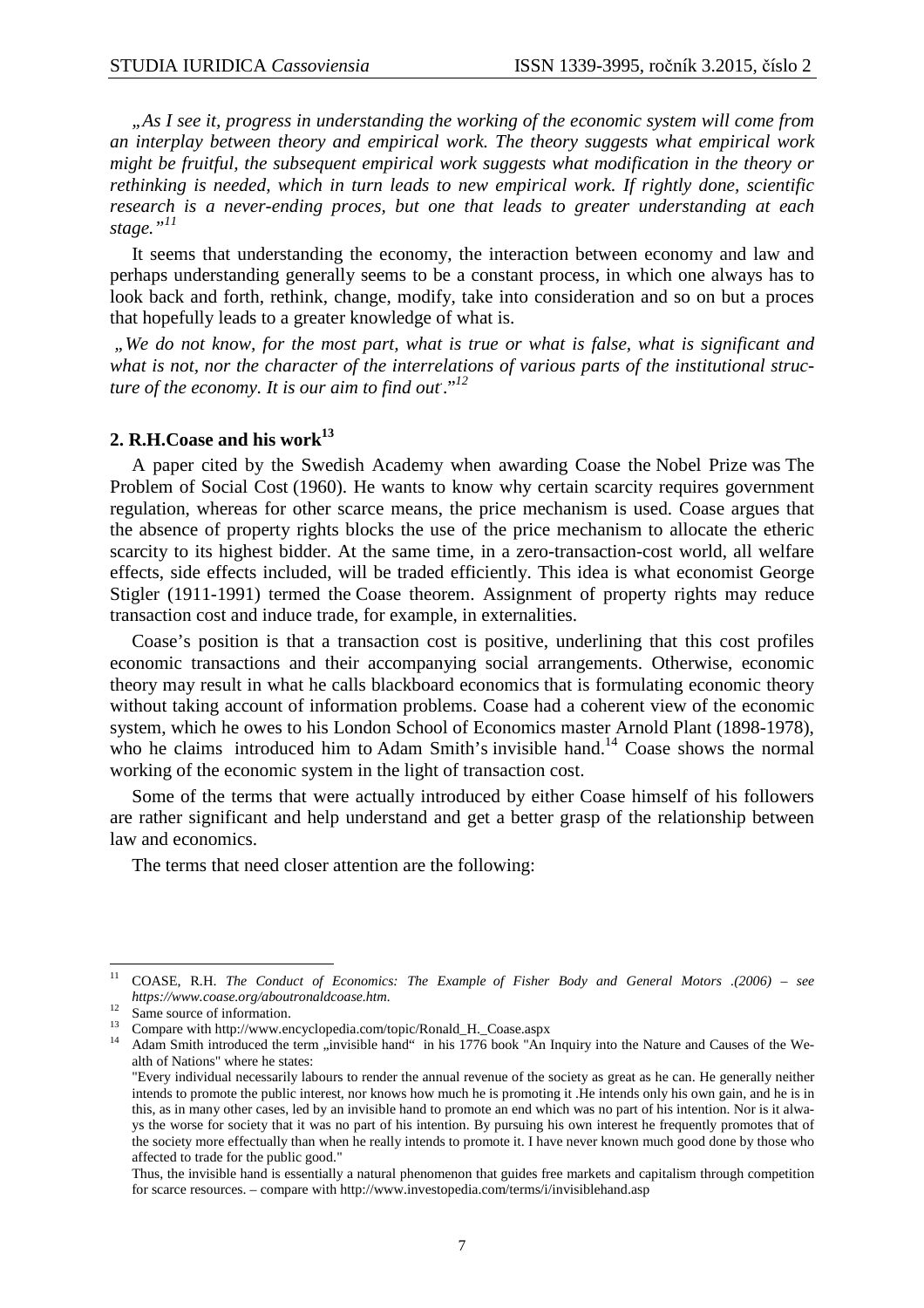*„As I see it, progress in understanding the working of the economic system will come from an interplay between theory and empirical work. The theory suggests what empirical work might be fruitful, the subsequent empirical work suggests what modification in the theory or rethinking is needed, which in turn leads to new empirical work. If rightly done, scientific research is a never-ending proces, but one that leads to greater understanding at each stage."*[11]

It seems that understanding the economy, the interaction between economy and law and perhaps understanding generally seems to be a constant process, in which one always has to look back and forth, rethink, change, modify, take into consideration and so on but a proces that hopefully leads to a greater knowledge of what is.

*„We do not know, for the most part, what is true or what is false, what is significant and what is not, nor the character of the interrelations of various parts of the institutional structure of the economy. It is our aim to find out."*[12]

## 2. R.H.Coase and his work[13]

A paper cited by the Swedish Academy when awarding Coase the Nobel Prize was The Problem of Social Cost (1960). He wants to know why certain scarcity requires government regulation, whereas for other scarce means, the price mechanism is used. Coase argues that the absence of property rights blocks the use of the price mechanism to allocate the etheric scarcity to its highest bidder. At the same time, in a zero-transaction-cost world, all welfare effects, side effects included, will be traded efficiently. This idea is what economist George Stigler (1911-1991) termed the Coase theorem. Assignment of property rights may reduce transaction cost and induce trade, for example, in externalities.

Coase's position is that a transaction cost is positive, underlining that this cost profiles economic transactions and their accompanying social arrangements. Otherwise, economic theory may result in what he calls blackboard economics that is formulating economic theory without taking account of information problems. Coase had a coherent view of the economic system, which he owes to his London School of Economics master Arnold Plant (1898-1978), who he claims introduced him to Adam Smith's invisible hand.[14] Coase shows the normal working of the economic system in the light of transaction cost.

Some of the terms that were actually introduced by either Coase himself of his followers are rather significant and help understand and get a better grasp of the relationship between law and economics.

The terms that need closer attention are the following:

---

[11] COASE, R.H. *The Conduct of Economics: The Example of Fisher Body and General Motors .(2006) – see https://www.coase.org/aboutronaldcoase.htm.*

[12] Same source of information.

[13] Compare with http://www.encyclopedia.com/topic/Ronald_H._Coase.aspx

[14] Adam Smith introduced the term „invisible hand" in his 1776 book "An Inquiry into the Nature and Causes of the Wealth of Nations" where he states:

"Every individual necessarily labours to render the annual revenue of the society as great as he can. He generally neither intends to promote the public interest, nor knows how much he is promoting it .He intends only his own gain, and he is in this, as in many other cases, led by an invisible hand to promote an end which was no part of his intention. Nor is it always the worse for society that it was no part of his intention. By pursuing his own interest he frequently promotes that of the society more effectually than when he really intends to promote it. I have never known much good done by those who affected to trade for the public good."

Thus, the invisible hand is essentially a natural phenomenon that guides free markets and capitalism through competition for scarce resources. – compare with http://www.investopedia.com/terms/i/invisiblehand.asp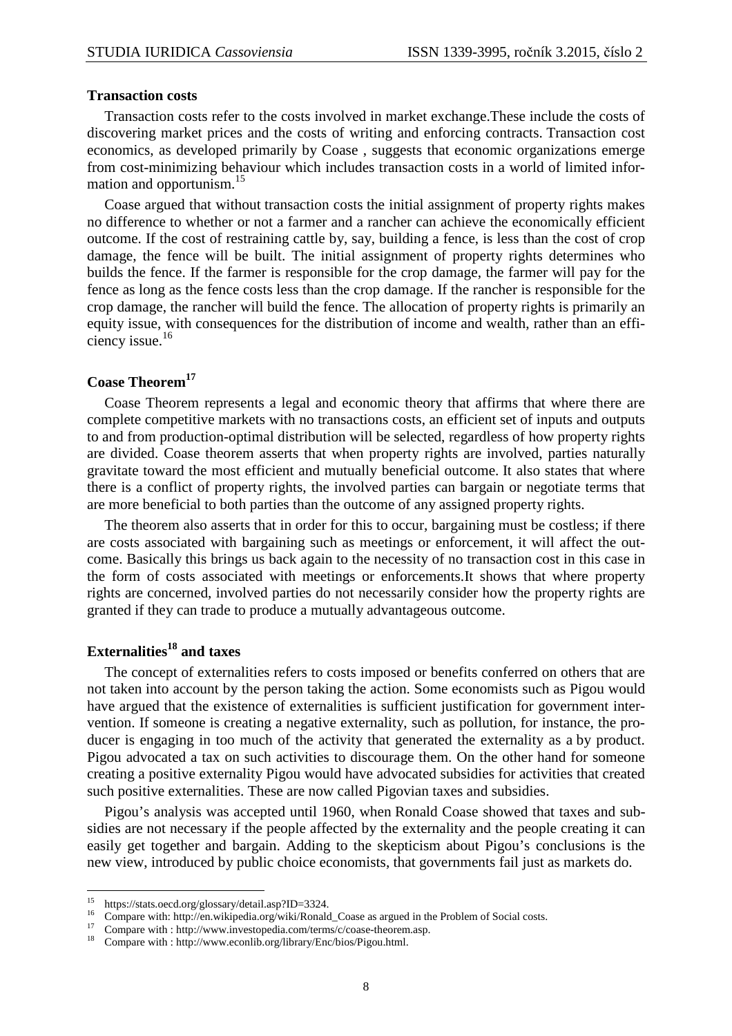**Transaction costs**

Transaction costs refer to the costs involved in market exchange.These include the costs of discovering market prices and the costs of writing and enforcing contracts. Transaction cost economics, as developed primarily by Coase , suggests that economic organizations emerge from cost-minimizing behaviour which includes transaction costs in a world of limited information and opportunism.[15]

Coase argued that without transaction costs the initial assignment of property rights makes no difference to whether or not a farmer and a rancher can achieve the economically efficient outcome. If the cost of restraining cattle by, say, building a fence, is less than the cost of crop damage, the fence will be built. The initial assignment of property rights determines who builds the fence. If the farmer is responsible for the crop damage, the farmer will pay for the fence as long as the fence costs less than the crop damage. If the rancher is responsible for the crop damage, the rancher will build the fence. The allocation of property rights is primarily an equity issue, with consequences for the distribution of income and wealth, rather than an efficiency issue.[16]

**Coase Theorem[17]**

Coase Theorem represents a legal and economic theory that affirms that where there are complete competitive markets with no transactions costs, an efficient set of inputs and outputs to and from production-optimal distribution will be selected, regardless of how property rights are divided. Coase theorem asserts that when property rights are involved, parties naturally gravitate toward the most efficient and mutually beneficial outcome. It also states that where there is a conflict of property rights, the involved parties can bargain or negotiate terms that are more beneficial to both parties than the outcome of any assigned property rights.

The theorem also asserts that in order for this to occur, bargaining must be costless; if there are costs associated with bargaining such as meetings or enforcement, it will affect the outcome. Basically this brings us back again to the necessity of no transaction cost in this case in the form of costs associated with meetings or enforcements.It shows that where property rights are concerned, involved parties do not necessarily consider how the property rights are granted if they can trade to produce a mutually advantageous outcome.

**Externalities[18] and taxes**

The concept of externalities refers to costs imposed or benefits conferred on others that are not taken into account by the person taking the action. Some economists such as Pigou would have argued that the existence of externalities is sufficient justification for government intervention. If someone is creating a negative externality, such as pollution, for instance, the producer is engaging in too much of the activity that generated the externality as a by product. Pigou advocated a tax on such activities to discourage them. On the other hand for someone creating a positive externality Pigou would have advocated subsidies for activities that created such positive externalities. These are now called Pigovian taxes and subsidies.

Pigou's analysis was accepted until 1960, when Ronald Coase showed that taxes and subsidies are not necessary if the people affected by the externality and the people creating it can easily get together and bargain. Adding to the skepticism about Pigou's conclusions is the new view, introduced by public choice economists, that governments fail just as markets do.

---

[15] https://stats.oecd.org/glossary/detail.asp?ID=3324.

[16] Compare with: http://en.wikipedia.org/wiki/Ronald_Coase as argued in the Problem of Social costs.

[17] Compare with : http://www.investopedia.com/terms/c/coase-theorem.asp.

[18] Compare with : http://www.econlib.org/library/Enc/bios/Pigou.html.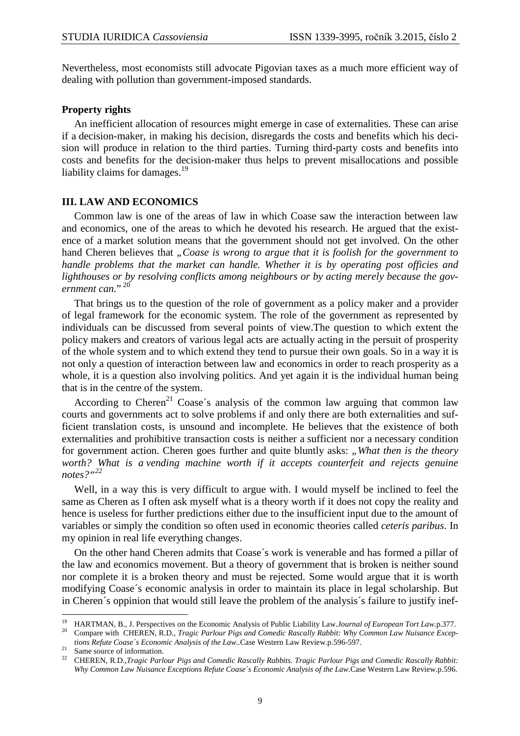Nevertheless, most economists still advocate Pigovian taxes as a much more efficient way of dealing with pollution than government-imposed standards.

**Property rights**

An inefficient allocation of resources might emerge in case of externalities. These can arise if a decision-maker, in making his decision, disregards the costs and benefits which his decision will produce in relation to the third parties. Turning third-party costs and benefits into costs and benefits for the decision-maker thus helps to prevent misallocations and possible liability claims for damages.[19]

## III. LAW AND ECONOMICS

Common law is one of the areas of law in which Coase saw the interaction between law and economics, one of the areas to which he devoted his research. He argued that the existence of a market solution means that the government should not get involved. On the other hand Cheren believes that „*Coase is wrong to argue that it is foolish for the government to handle problems that the market can handle. Whether it is by operating post officies and lighthouses or by resolving conflicts among neighbours or by acting merely because the government can.*"[20]

That brings us to the question of the role of government as a policy maker and a provider of legal framework for the economic system. The role of the government as represented by individuals can be discussed from several points of view.The question to which extent the policy makers and creators of various legal acts are actually acting in the persuit of prosperity of the whole system and to which extend they tend to pursue their own goals. So in a way it is not only a question of interaction between law and economics in order to reach prosperity as a whole, it is a question also involving politics. And yet again it is the individual human being that is in the centre of the system.

According to Cheren[21] Coase´s analysis of the common law arguing that common law courts and governments act to solve problems if and only there are both externalities and sufficient translation costs, is unsound and incomplete. He believes that the existence of both externalities and prohibitive transaction costs is neither a sufficient nor a necessary condition for government action. Cheren goes further and quite bluntly asks: „*What then is the theory worth? What is a vending machine worth if it accepts counterfeit and rejects genuine notes?*"[22]

Well, in a way this is very difficult to argue with. I would myself be inclined to feel the same as Cheren as I often ask myself what is a theory worth if it does not copy the reality and hence is useless for further predictions either due to the insufficient input due to the amount of variables or simply the condition so often used in economic theories called *ceteris paribus*. In my opinion in real life everything changes.

On the other hand Cheren admits that Coase´s work is venerable and has formed a pillar of the law and economics movement. But a theory of government that is broken is neither sound nor complete it is a broken theory and must be rejected. Some would argue that it is worth modifying Coase´s economic analysis in order to maintain its place in legal scholarship. But in Cheren´s oppinion that would still leave the problem of the analysis´s failure to justify inef-

---

[19] HARTMAN, B., J. Perspectives on the Economic Analysis of Public Liability Law.*Journal of European Tort Law.*p.377.

[20] Compare with CHEREN, R.D., *Tragic Parlour Pigs and Comedic Rascally Rabbit: Why Common Law Nuisance Exceptions Refute Coase´s Economic Analysis of the Law.*.Case Western Law Review.p.596-597.

[21] Same source of information.

[22] CHEREN, R.D.,*Tragic Parlour Pigs and Comedic Rascally Rabbits. Tragic Parlour Pigs and Comedic Rascally Rabbit: Why Common Law Nuisance Exceptions Refute Coase´s Economic Analysis of the Law.*Case Western Law Review.p.596.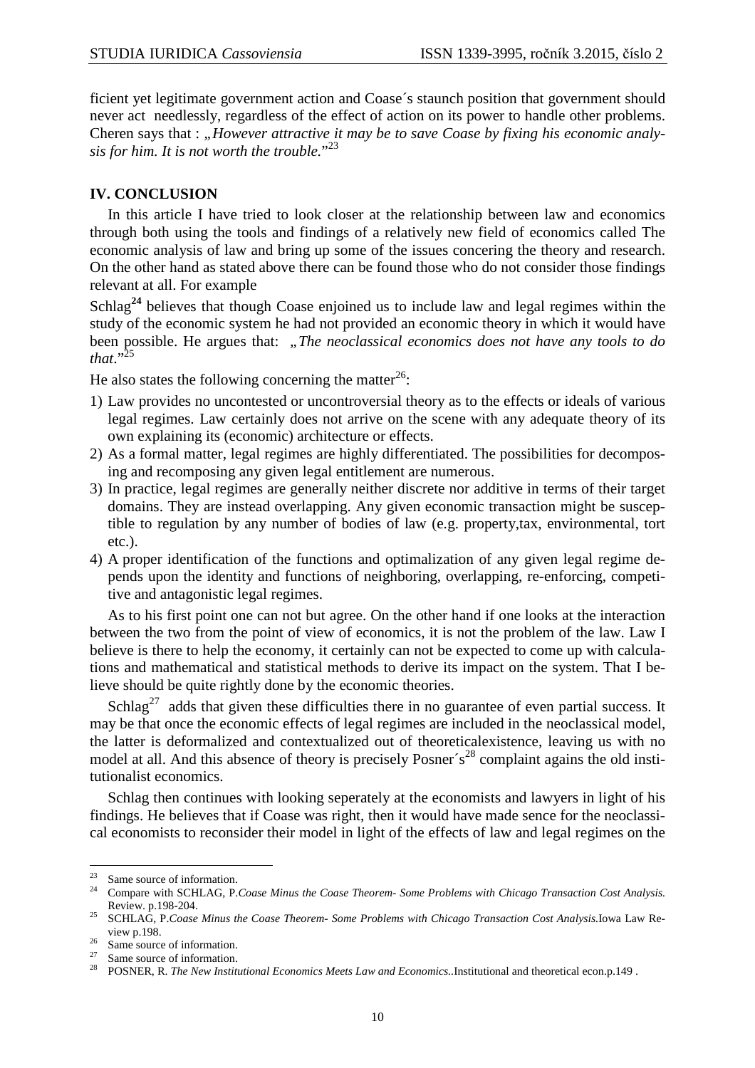ficient yet legitimate government action and Coase´s staunch position that government should never act needlessly, regardless of the effect of action on its power to handle other problems. Cheren says that : „*However attractive it may be to save Coase by fixing his economic analysis for him. It is not worth the trouble.*"[23]

## IV. CONCLUSION

In this article I have tried to look closer at the relationship between law and economics through both using the tools and findings of a relatively new field of economics called The economic analysis of law and bring up some of the issues concering the theory and research. On the other hand as stated above there can be found those who do not consider those findings relevant at all. For example

Schlag[24] believes that though Coase enjoined us to include law and legal regimes within the study of the economic system he had not provided an economic theory in which it would have been possible. He argues that: „*The neoclassical economics does not have any tools to do that.*"[25]

He also states the following concerning the matter[26]:

1) Law provides no uncontested or uncontroversial theory as to the effects or ideals of various legal regimes. Law certainly does not arrive on the scene with any adequate theory of its own explaining its (economic) architecture or effects.
2) As a formal matter, legal regimes are highly differentiated. The possibilities for decomposing and recomposing any given legal entitlement are numerous.
3) In practice, legal regimes are generally neither discrete nor additive in terms of their target domains. They are instead overlapping. Any given economic transaction might be susceptible to regulation by any number of bodies of law (e.g. property,tax, environmental, tort etc.).
4) A proper identification of the functions and optimalization of any given legal regime depends upon the identity and functions of neighboring, overlapping, re-enforcing, competitive and antagonistic legal regimes.

As to his first point one can not but agree. On the other hand if one looks at the interaction between the two from the point of view of economics, it is not the problem of the law. Law I believe is there to help the economy, it certainly can not be expected to come up with calculations and mathematical and statistical methods to derive its impact on the system. That I believe should be quite rightly done by the economic theories.

Schlag[27] adds that given these difficulties there in no guarantee of even partial success. It may be that once the economic effects of legal regimes are included in the neoclassical model, the latter is deformalized and contextualized out of theoreticalexistence, leaving us with no model at all. And this absence of theory is precisely Posner´s[28] complaint agains the old institutionalist economics.

Schlag then continues with looking seperately at the economists and lawyers in light of his findings. He believes that if Coase was right, then it would have made sence for the neoclassical economists to reconsider their model in light of the effects of law and legal regimes on the

---

[23] Same source of information.

[24] Compare with SCHLAG, P.*Coase Minus the Coase Theorem- Some Problems with Chicago Transaction Cost Analysis.* Review. p.198-204.

[25] SCHLAG, P.*Coase Minus the Coase Theorem- Some Problems with Chicago Transaction Cost Analysis.*Iowa Law Review p.198.

[26] Same source of information.

[27] Same source of information.

[28] POSNER, R. *The New Institutional Economics Meets Law and Economics.*.Institutional and theoretical econ.p.149 .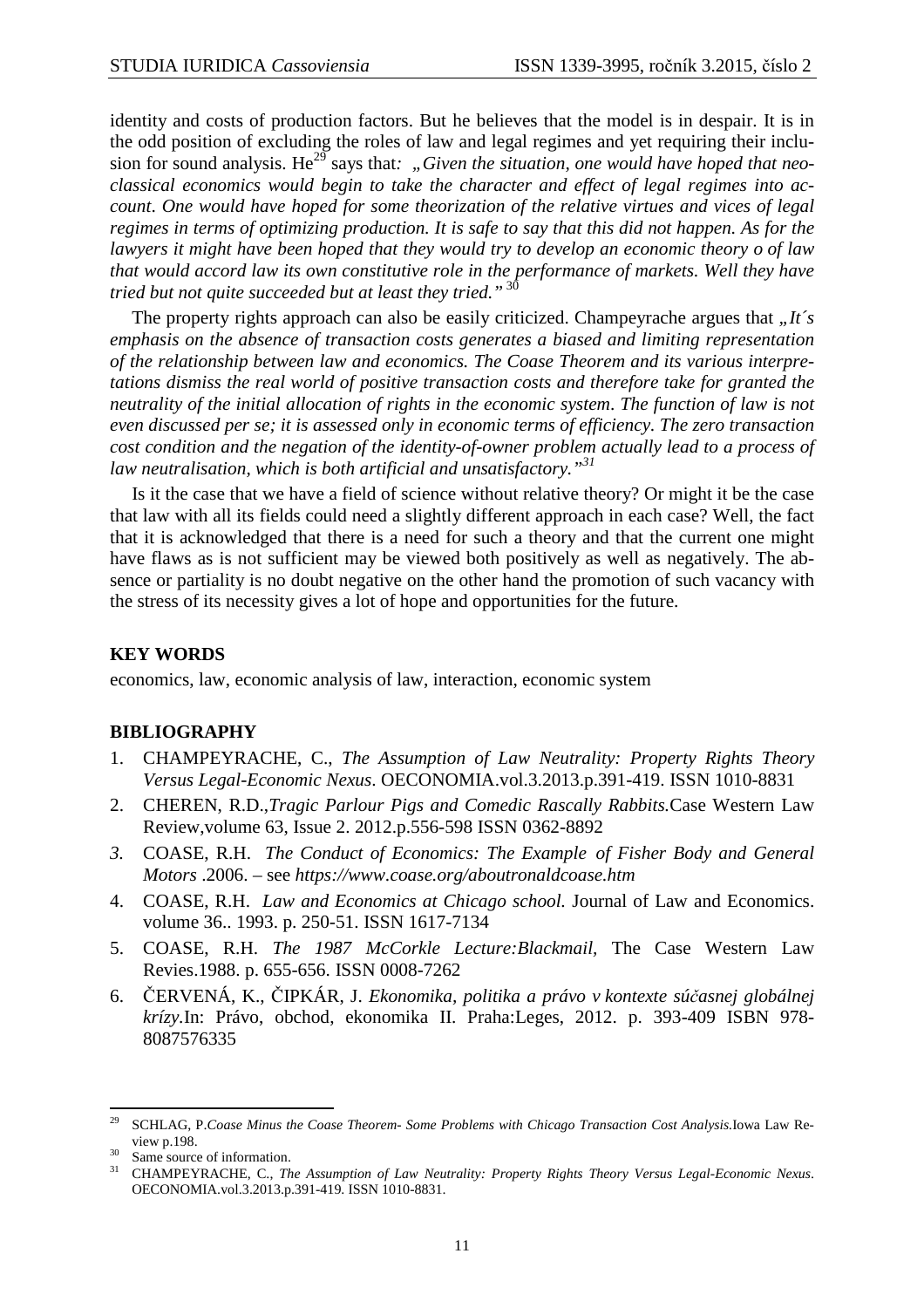identity and costs of production factors. But he believes that the model is in despair. It is in the odd position of excluding the roles of law and legal regimes and yet requiring their inclusion for sound analysis. He[29] says that*: „Given the situation, one would have hoped that neo-classical economics would begin to take the character and effect of legal regimes into account. One would have hoped for some theorization of the relative virtues and vices of legal regimes in terms of optimizing production. It is safe to say that this did not happen. As for the lawyers it might have been hoped that they would try to develop an economic theory o of law that would accord law its own constitutive role in the performance of markets. Well they have tried but not quite succeeded but at least they tried."* [30]

The property rights approach can also be easily criticized. Champeyrache argues that *„It´s emphasis on the absence of transaction costs generates a biased and limiting representation of the relationship between law and economics. The Coase Theorem and its various interpretations dismiss the real world of positive transaction costs and therefore take for granted the neutrality of the initial allocation of rights in the economic system. The function of law is not even discussed per se; it is assessed only in economic terms of efficiency. The zero transaction cost condition and the negation of the identity-of-owner problem actually lead to a process of law neutralisation, which is both artificial and unsatisfactory."*[31]

Is it the case that we have a field of science without relative theory? Or might it be the case that law with all its fields could need a slightly different approach in each case? Well, the fact that it is acknowledged that there is a need for such a theory and that the current one might have flaws as is not sufficient may be viewed both positively as well as negatively. The absence or partiality is no doubt negative on the other hand the promotion of such vacancy with the stress of its necessity gives a lot of hope and opportunities for the future.

## KEY WORDS

economics, law, economic analysis of law, interaction, economic system

## BIBLIOGRAPHY

1. CHAMPEYRACHE, C., *The Assumption of Law Neutrality: Property Rights Theory Versus Legal-Economic Nexus*. OECONOMIA.vol.3.2013.p.391-419. ISSN 1010-8831
2. CHEREN, R.D.,*Tragic Parlour Pigs and Comedic Rascally Rabbits.*Case Western Law Review,volume 63, Issue 2. 2012.p.556-598 ISSN 0362-8892
3. COASE, R.H. *The Conduct of Economics: The Example of Fisher Body and General Motors* .2006. – see *https://www.coase.org/aboutronaldcoase.htm*
4. COASE, R.H. *Law and Economics at Chicago school.* Journal of Law and Economics. volume 36.. 1993. p. 250-51. ISSN 1617-7134
5. COASE, R.H. *The 1987 McCorkle Lecture:Blackmail,* The Case Western Law Revies.1988. p. 655-656. ISSN 0008-7262
6. ČERVENÁ, K., ČIPKÁR, J. *Ekonomika, politika a právo v kontexte súčasnej globálnej krízy*.In: Právo, obchod, ekonomika II. Praha:Leges, 2012. p. 393-409 ISBN 978-8087576335

---

[29] SCHLAG, P.*Coase Minus the Coase Theorem- Some Problems with Chicago Transaction Cost Analysis.*Iowa Law Review p.198.

[30] Same source of information.

[31] CHAMPEYRACHE, C., *The Assumption of Law Neutrality: Property Rights Theory Versus Legal-Economic Nexus*. OECONOMIA.vol.3.2013.p.391-419. ISSN 1010-8831.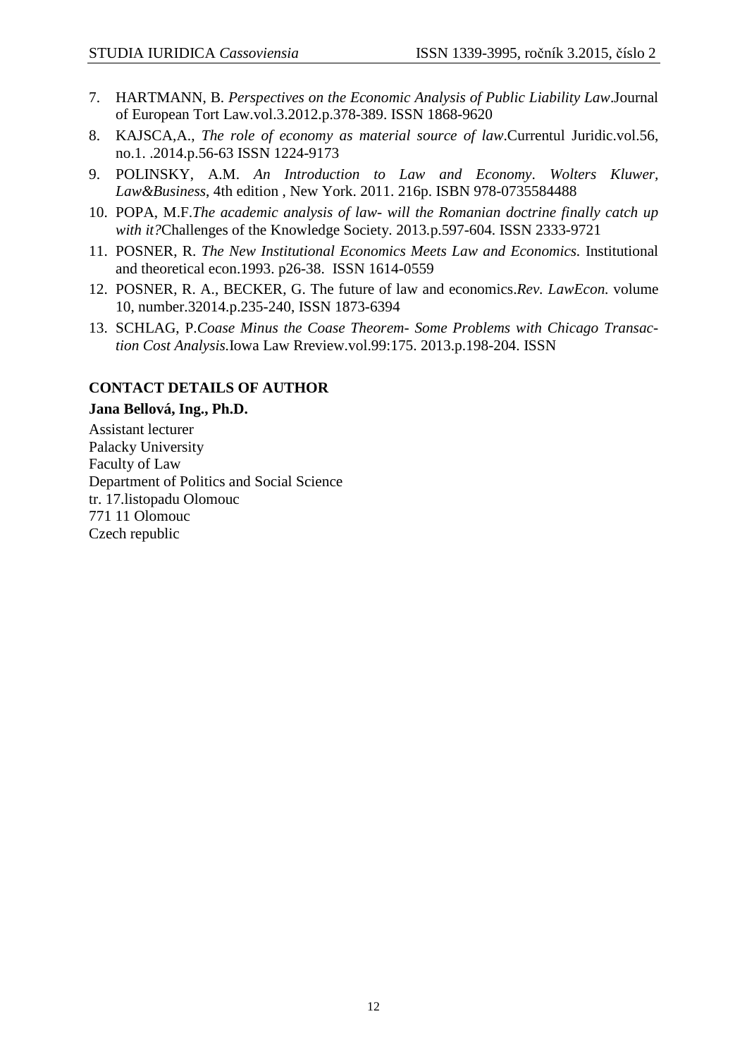7. HARTMANN, B. *Perspectives on the Economic Analysis of Public Liability Law*.Journal of European Tort Law.vol.3.2012.p.378-389. ISSN 1868-9620
8. KAJSCA,A., *The role of economy as material source of law*.Currentul Juridic.vol.56, no.1. .2014.p.56-63 ISSN 1224-9173
9. POLINSKY, A.M. *An Introduction to Law and Economy*. *Wolters Kluwer, Law&Business*, 4th edition , New York. 2011. 216p. ISBN 978-0735584488
10. POPA, M.F.*The academic analysis of law- will the Romanian doctrine finally catch up with it?*Challenges of the Knowledge Society. 2013.p.597-604. ISSN 2333-9721
11. POSNER, R. *The New Institutional Economics Meets Law and Economics.* Institutional and theoretical econ.1993. p26-38. ISSN 1614-0559
12. POSNER, R. A., BECKER, G. The future of law and economics.*Rev. LawEcon.* volume 10, number.32014.p.235-240, ISSN 1873-6394
13. SCHLAG, P.*Coase Minus the Coase Theorem- Some Problems with Chicago Transaction Cost Analysis.*Iowa Law Rreview.vol.99:175. 2013.p.198-204. ISSN

## CONTACT DETAILS OF AUTHOR

**Jana Bellová, Ing., Ph.D.**

Assistant lecturer
Palacky University
Faculty of Law
Department of Politics and Social Science
tr. 17.listopadu Olomouc
771 11 Olomouc
Czech republic